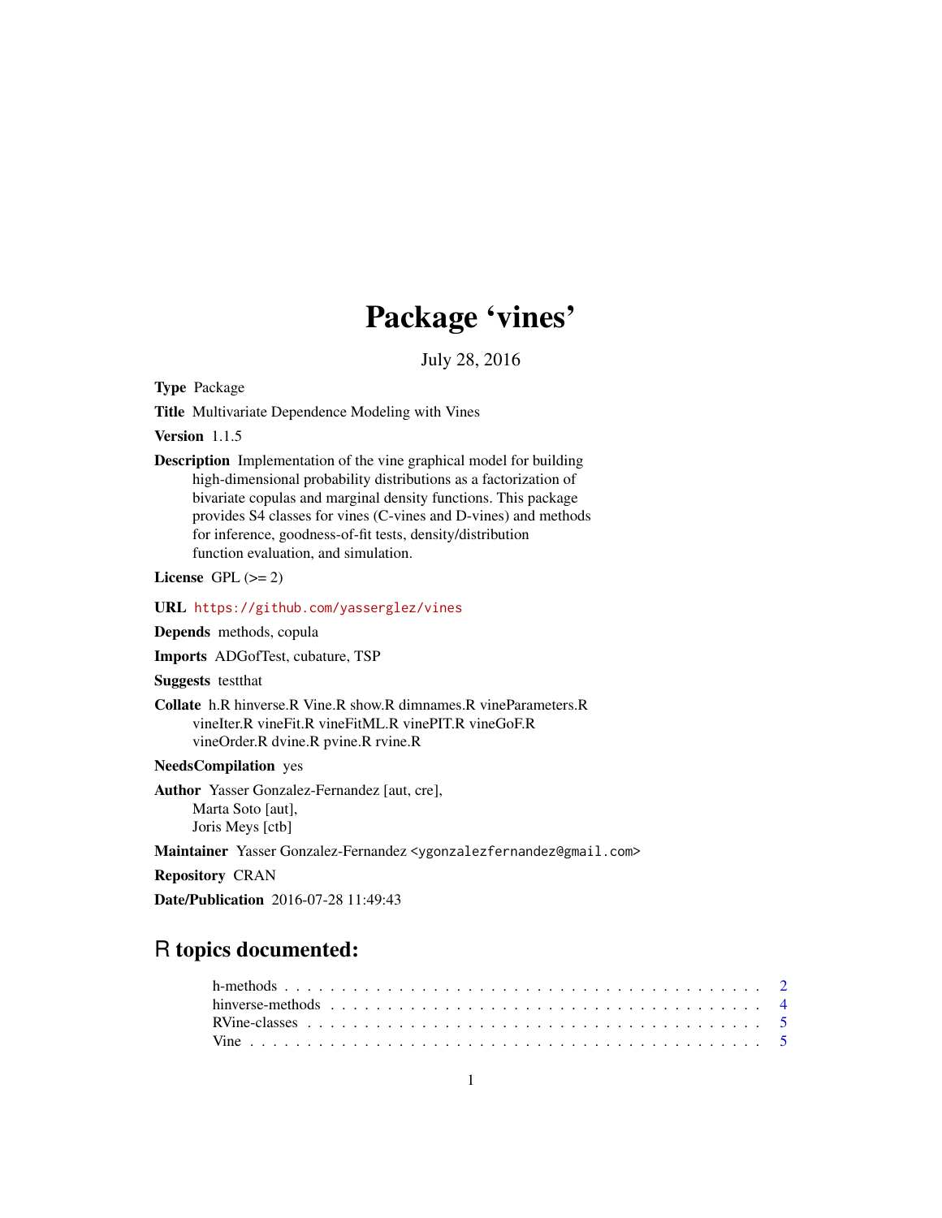# Package 'vines'

July 28, 2016

**Type** Package

**Title** Multivariate Dependence Modeling with Vines

**Version** 1.1.5

**Description** Implementation of the vine graphical model for building high-dimensional probability distributions as a factorization of bivariate copulas and marginal density functions. This package provides S4 classes for vines (C-vines and D-vines) and methods for inference, goodness-of-fit tests, density/distribution function evaluation, and simulation.

**License** GPL (>= 2)

**URL** https://github.com/yasserglez/vines

**Depends** methods, copula

**Imports** ADGofTest, cubature, TSP

**Suggests** testthat

**Collate** h.R hinverse.R Vine.R show.R dimnames.R vineParameters.R vineIter.R vineFit.R vineFitML.R vinePIT.R vineGoF.R vineOrder.R dvine.R pvine.R rvine.R

**NeedsCompilation** yes

**Author** Yasser Gonzalez-Fernandez [aut, cre], Marta Soto [aut], Joris Meys [ctb]

**Maintainer** Yasser Gonzalez-Fernandez <ygonzalezfernandez@gmail.com>

**Repository** CRAN

**Date/Publication** 2016-07-28 11:49:43

## R topics documented:

- h-methods . . . . . . . . . . . . . . . . . . . . . . . . . . . . . . . . . . . . . . . . . . 2
- hinverse-methods . . . . . . . . . . . . . . . . . . . . . . . . . . . . . . . . . . . . . . 4
- RVine-classes . . . . . . . . . . . . . . . . . . . . . . . . . . . . . . . . . . . . . . . . 5
- Vine . . . . . . . . . . . . . . . . . . . . . . . . . . . . . . . . . . . . . . . . . . . . . 5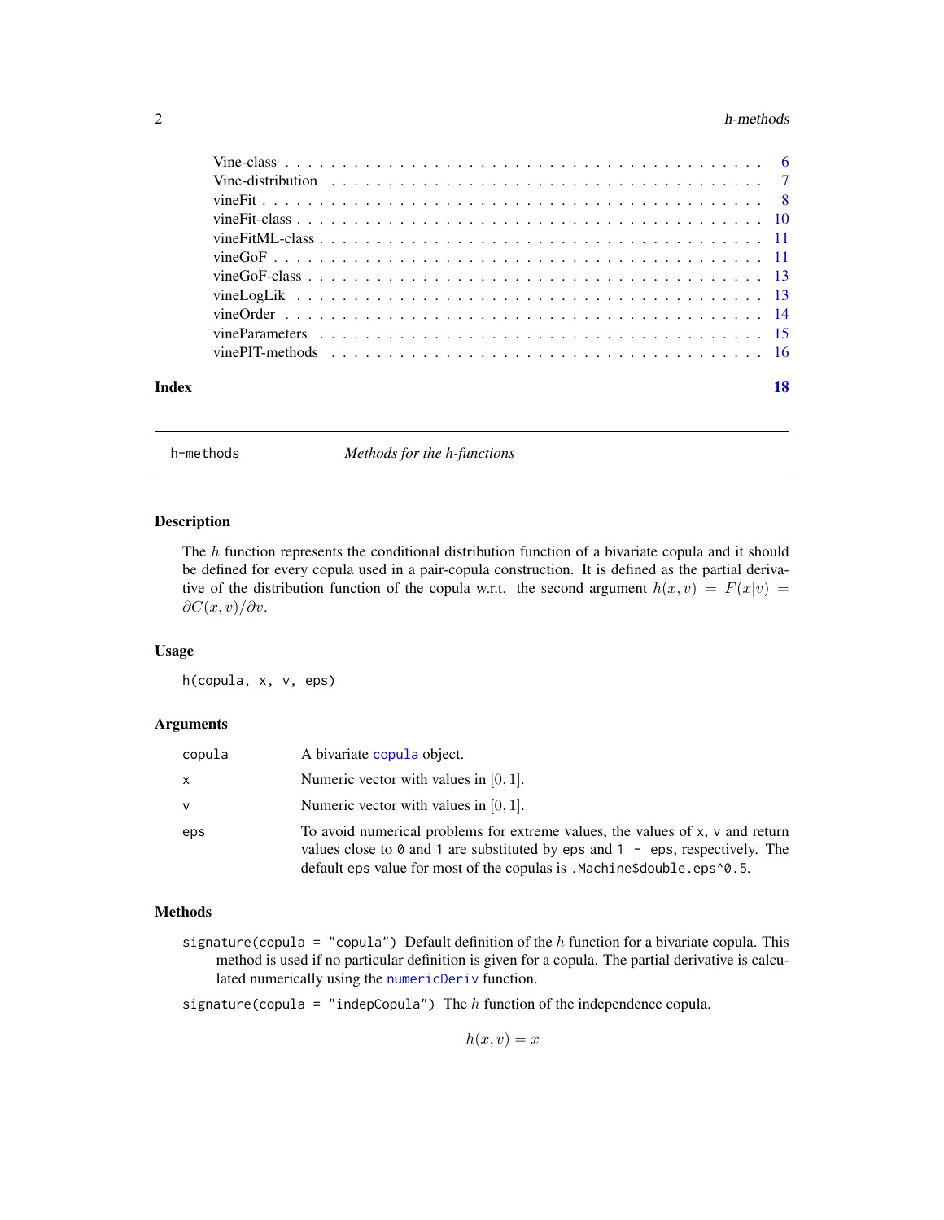| | |
|---|---|
| Vine-class | 6 |
| Vine-distribution | 7 |
| vineFit | 8 |
| vineFit-class | 10 |
| vineFitML-class | 11 |
| vineGoF | 11 |
| vineGoF-class | 13 |
| vineLogLik | 13 |
| vineOrder | 14 |
| vineParameters | 15 |
| vinePIT-methods | 16 |

**Index** **18**

---

## h-methods — *Methods for the h-functions*

---

### Description

The $h$ function represents the conditional distribution function of a bivariate copula and it should be defined for every copula used in a pair-copula construction. It is defined as the partial derivative of the distribution function of the copula w.r.t. the second argument $h(x, v) = F(x|v) = \partial C(x, v)/\partial v$.

### Usage

```
h(copula, x, v, eps)
```

### Arguments

| | |
|---|---|
| `copula` | A bivariate `copula` object. |
| `x` | Numeric vector with values in $[0, 1]$. |
| `v` | Numeric vector with values in $[0, 1]$. |
| `eps` | To avoid numerical problems for extreme values, the values of `x`, `v` and return values close to `0` and `1` are substituted by `eps` and `1 - eps`, respectively. The default `eps` value for most of the copulas is `.Machine$double.eps^0.5`. |

### Methods

`signature(copula = "copula")` Default definition of the $h$ function for a bivariate copula. This method is used if no particular definition is given for a copula. The partial derivative is calculated numerically using the `numericDeriv` function.

`signature(copula = "indepCopula")` The $h$ function of the independence copula.

$$h(x, v) = x$$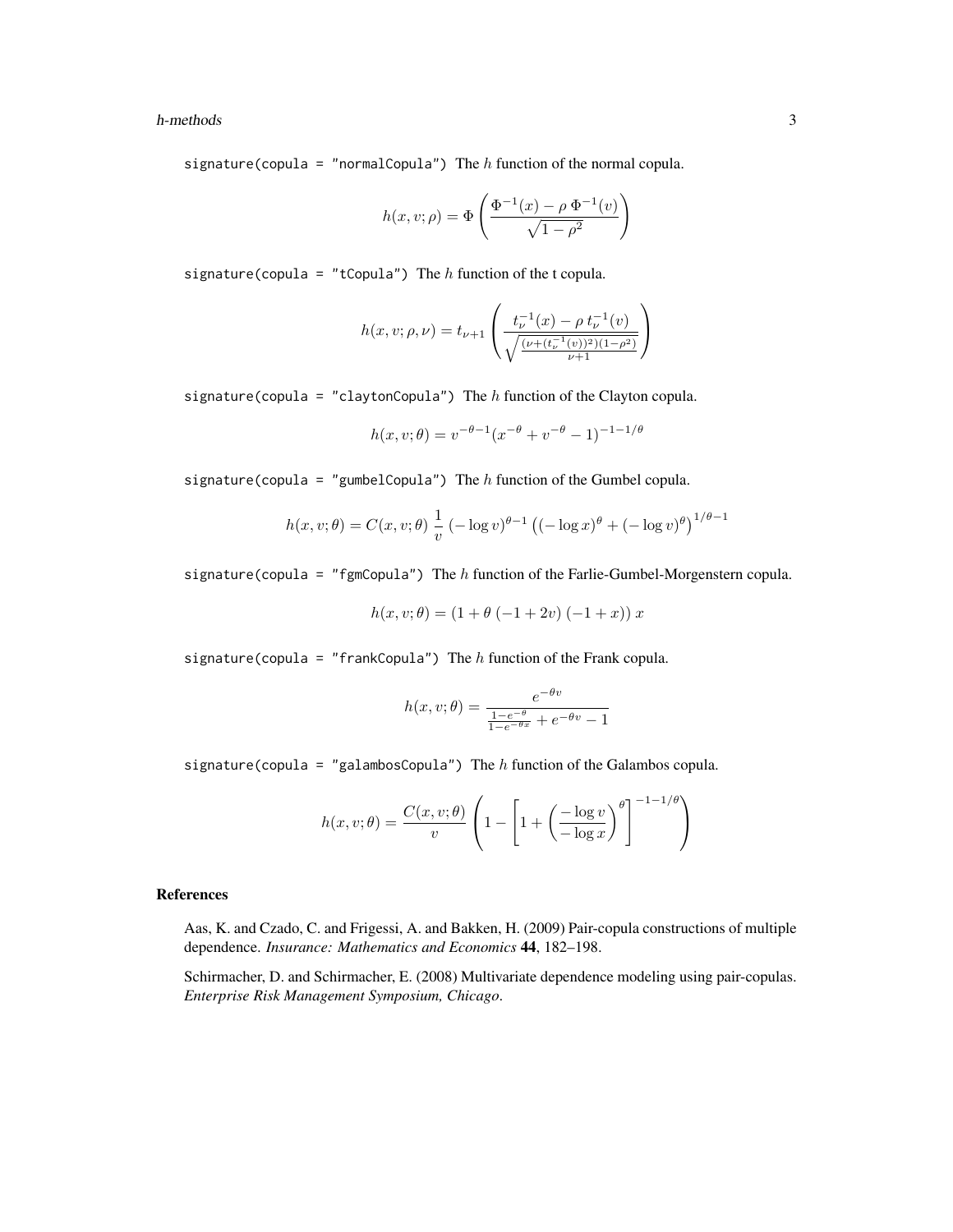signature(copula = "normalCopula") The $h$ function of the normal copula.

$$h(x, v; \rho) = \Phi\left(\frac{\Phi^{-1}(x) - \rho\, \Phi^{-1}(v)}{\sqrt{1-\rho^2}}\right)$$

signature(copula = "tCopula") The $h$ function of the t copula.

$$h(x, v; \rho, \nu) = t_{\nu+1}\left(\frac{t_\nu^{-1}(x) - \rho\, t_\nu^{-1}(v)}{\sqrt{\frac{(\nu + (t_\nu^{-1}(v))^2)(1-\rho^2)}{\nu+1}}}\right)$$

signature(copula = "claytonCopula") The $h$ function of the Clayton copula.

$$h(x, v; \theta) = v^{-\theta-1}(x^{-\theta} + v^{-\theta} - 1)^{-1-1/\theta}$$

signature(copula = "gumbelCopula") The $h$ function of the Gumbel copula.

$$h(x, v; \theta) = C(x, v; \theta)\, \frac{1}{v}\, (-\log v)^{\theta-1} \left((-\log x)^\theta + (-\log v)^\theta\right)^{1/\theta-1}$$

signature(copula = "fgmCopula") The $h$ function of the Farlie-Gumbel-Morgenstern copula.

$$h(x, v; \theta) = (1 + \theta\,(-1+2v)\,(-1+x))\, x$$

signature(copula = "frankCopula") The $h$ function of the Frank copula.

$$h(x, v; \theta) = \frac{e^{-\theta v}}{\frac{1-e^{-\theta}}{1-e^{-\theta x}} + e^{-\theta v} - 1}$$

signature(copula = "galambosCopula") The $h$ function of the Galambos copula.

$$h(x, v; \theta) = \frac{C(x, v; \theta)}{v}\left(1 - \left[1 + \left(\frac{-\log v}{-\log x}\right)^\theta\right]^{-1-1/\theta}\right)$$

## References

Aas, K. and Czado, C. and Frigessi, A. and Bakken, H. (2009) Pair-copula constructions of multiple dependence. *Insurance: Mathematics and Economics* **44**, 182–198.

Schirmacher, D. and Schirmacher, E. (2008) Multivariate dependence modeling using pair-copulas. *Enterprise Risk Management Symposium, Chicago*.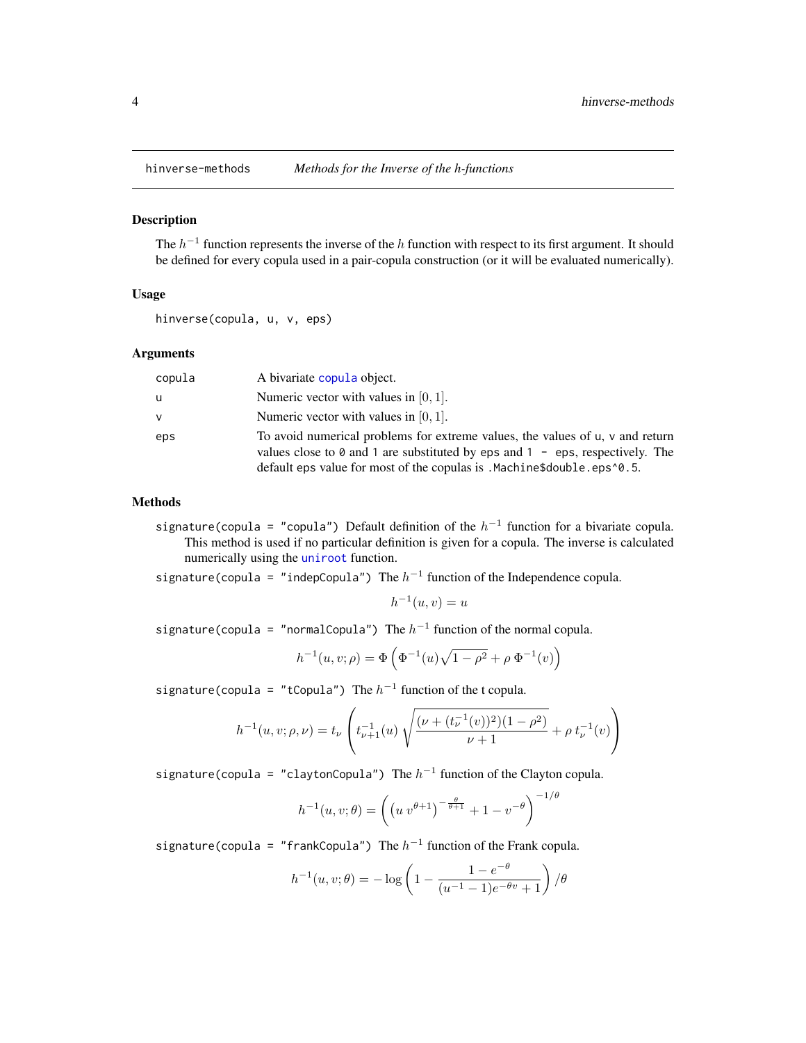## hinverse-methods — *Methods for the Inverse of the h-functions*

### Description

The $h^{-1}$ function represents the inverse of the $h$ function with respect to its first argument. It should be defined for every copula used in a pair-copula construction (or it will be evaluated numerically).

### Usage

```
hinverse(copula, u, v, eps)
```

### Arguments

| | |
|---|---|
| `copula` | A bivariate `copula` object. |
| `u` | Numeric vector with values in $[0, 1]$. |
| `v` | Numeric vector with values in $[0, 1]$. |
| `eps` | To avoid numerical problems for extreme values, the values of `u`, `v` and return values close to `0` and `1` are substituted by `eps` and `1 - eps`, respectively. The default `eps` value for most of the copulas is `.Machine$double.eps^0.5`. |

### Methods

`signature(copula = "copula")` Default definition of the $h^{-1}$ function for a bivariate copula. This method is used if no particular definition is given for a copula. The inverse is calculated numerically using the `uniroot` function.

`signature(copula = "indepCopula")` The $h^{-1}$ function of the Independence copula.

$$h^{-1}(u, v) = u$$

`signature(copula = "normalCopula")` The $h^{-1}$ function of the normal copula.

$$h^{-1}(u, v; \rho) = \Phi\left(\Phi^{-1}(u)\sqrt{1 - \rho^2} + \rho\, \Phi^{-1}(v)\right)$$

`signature(copula = "tCopula")` The $h^{-1}$ function of the t copula.

$$h^{-1}(u, v; \rho, \nu) = t_\nu\left(t^{-1}_{\nu+1}(u)\, \sqrt{\frac{(\nu + (t^{-1}_\nu(v))^2)(1 - \rho^2)}{\nu + 1}} + \rho\, t^{-1}_\nu(v)\right)$$

`signature(copula = "claytonCopula")` The $h^{-1}$ function of the Clayton copula.

$$h^{-1}(u, v; \theta) = \left(\left(u\, v^{\theta+1}\right)^{-\frac{\theta}{\theta+1}} + 1 - v^{-\theta}\right)^{-1/\theta}$$

`signature(copula = "frankCopula")` The $h^{-1}$ function of the Frank copula.

$$h^{-1}(u, v; \theta) = -\log\left(1 - \frac{1 - e^{-\theta}}{(u^{-1} - 1)e^{-\theta v} + 1}\right)/\theta$$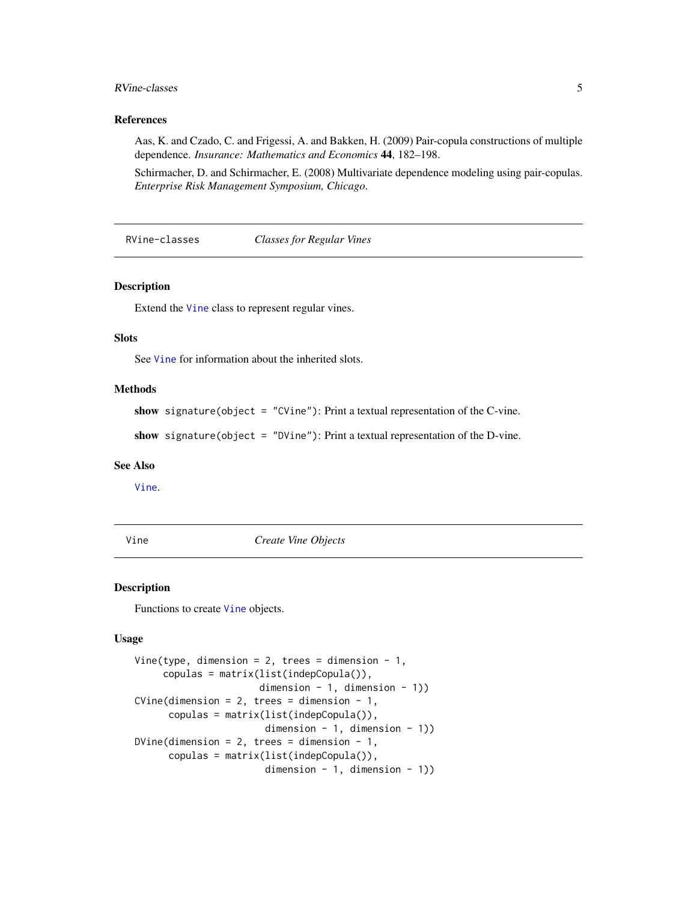### References

Aas, K. and Czado, C. and Frigessi, A. and Bakken, H. (2009) Pair-copula constructions of multiple dependence. *Insurance: Mathematics and Economics* **44**, 182–198.

Schirmacher, D. and Schirmacher, E. (2008) Multivariate dependence modeling using pair-copulas. *Enterprise Risk Management Symposium, Chicago*.

---

## RVine-classes — *Classes for Regular Vines*

### Description

Extend the `Vine` class to represent regular vines.

### Slots

See `Vine` for information about the inherited slots.

### Methods

**show** `signature(object = "CVine")`: Print a textual representation of the C-vine.

**show** `signature(object = "DVine")`: Print a textual representation of the D-vine.

### See Also

`Vine`.

---

## Vine — *Create Vine Objects*

### Description

Functions to create `Vine` objects.

### Usage

```
Vine(type, dimension = 2, trees = dimension - 1,
     copulas = matrix(list(indepCopula()),
                      dimension - 1, dimension - 1))
CVine(dimension = 2, trees = dimension - 1,
      copulas = matrix(list(indepCopula()),
                       dimension - 1, dimension - 1))
DVine(dimension = 2, trees = dimension - 1,
      copulas = matrix(list(indepCopula()),
                       dimension - 1, dimension - 1))
```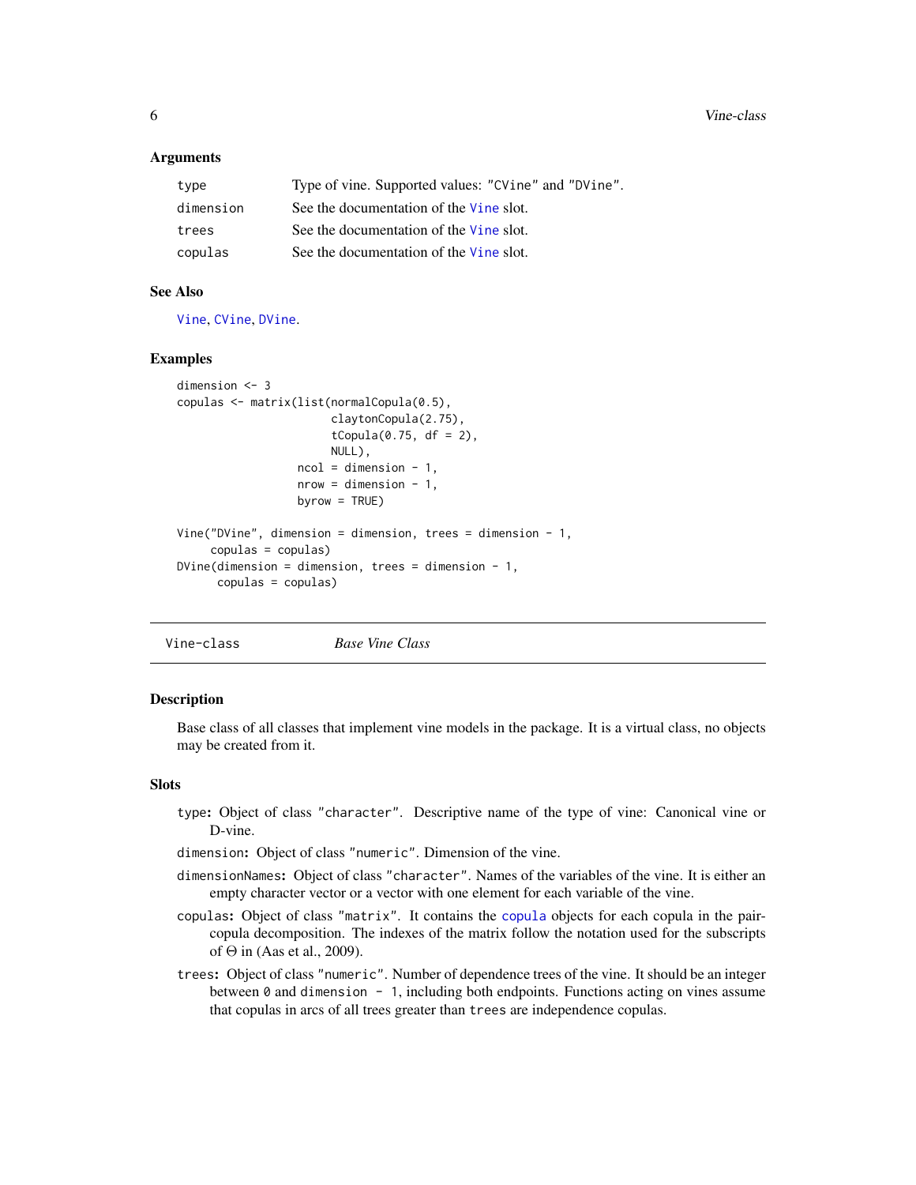### Arguments

| | |
|---|---|
| type | Type of vine. Supported values: "CVine" and "DVine". |
| dimension | See the documentation of the Vine slot. |
| trees | See the documentation of the Vine slot. |
| copulas | See the documentation of the Vine slot. |

### See Also

Vine, CVine, DVine.

### Examples

```
dimension <- 3
copulas <- matrix(list(normalCopula(0.5),
                       claytonCopula(2.75),
                       tCopula(0.75, df = 2),
                       NULL),
                  ncol = dimension - 1,
                  nrow = dimension - 1,
                  byrow = TRUE)

Vine("DVine", dimension = dimension, trees = dimension - 1,
     copulas = copulas)
DVine(dimension = dimension, trees = dimension - 1,
      copulas = copulas)
```

---

## Vine-class *Base Vine Class*

### Description

Base class of all classes that implement vine models in the package. It is a virtual class, no objects may be created from it.

### Slots

- `type`**:** Object of class "character". Descriptive name of the type of vine: Canonical vine or D-vine.
- `dimension`**:** Object of class "numeric". Dimension of the vine.
- `dimensionNames`**:** Object of class "character". Names of the variables of the vine. It is either an empty character vector or a vector with one element for each variable of the vine.
- `copulas`**:** Object of class "matrix". It contains the copula objects for each copula in the pair-copula decomposition. The indexes of the matrix follow the notation used for the subscripts of $\Theta$ in (Aas et al., 2009).
- `trees`**:** Object of class "numeric". Number of dependence trees of the vine. It should be an integer between `0` and `dimension - 1`, including both endpoints. Functions acting on vines assume that copulas in arcs of all trees greater than `trees` are independence copulas.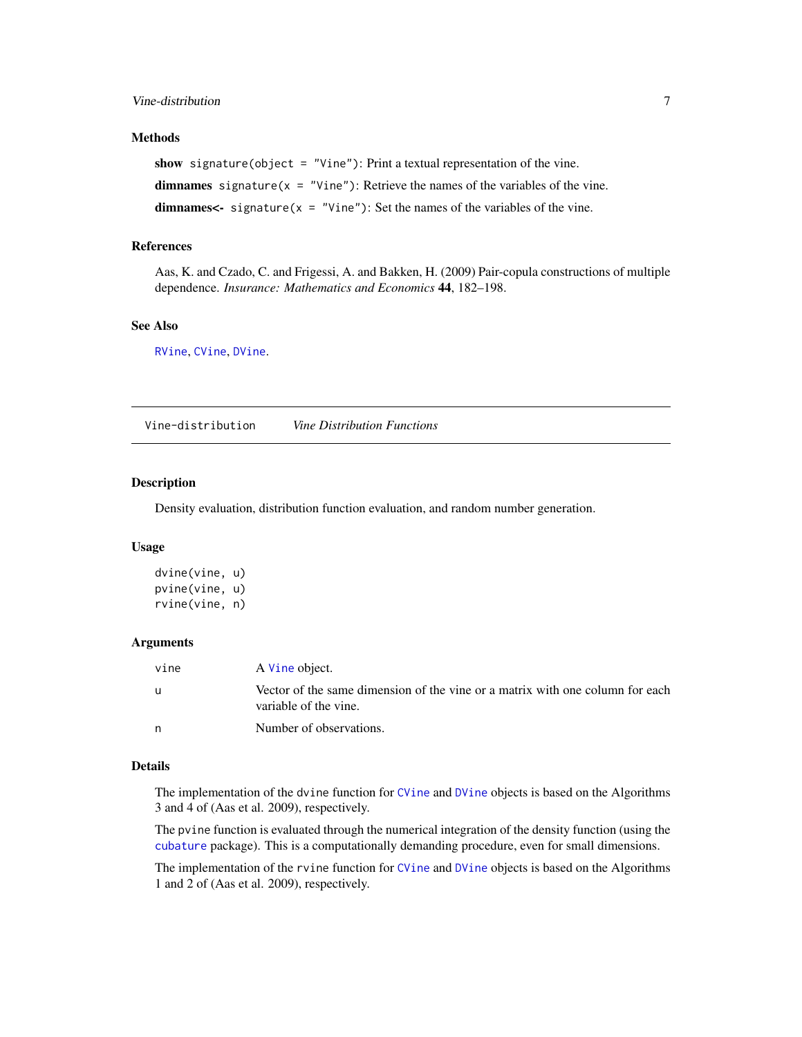### Methods

**show** `signature(object = "Vine")`: Print a textual representation of the vine.

**dimnames** `signature(x = "Vine")`: Retrieve the names of the variables of the vine.

**dimnames<-** `signature(x = "Vine")`: Set the names of the variables of the vine.

### References

Aas, K. and Czado, C. and Frigessi, A. and Bakken, H. (2009) Pair-copula constructions of multiple dependence. *Insurance: Mathematics and Economics* **44**, 182–198.

### See Also

`RVine`, `CVine`, `DVine`.

---

## Vine-distribution &nbsp;&nbsp;&nbsp; *Vine Distribution Functions*

---

### Description

Density evaluation, distribution function evaluation, and random number generation.

### Usage

```
dvine(vine, u)
pvine(vine, u)
rvine(vine, n)
```

### Arguments

| | |
|---|---|
| `vine` | A `Vine` object. |
| `u` | Vector of the same dimension of the vine or a matrix with one column for each variable of the vine. |
| `n` | Number of observations. |

### Details

The implementation of the `dvine` function for `CVine` and `DVine` objects is based on the Algorithms 3 and 4 of (Aas et al. 2009), respectively.

The `pvine` function is evaluated through the numerical integration of the density function (using the `cubature` package). This is a computationally demanding procedure, even for small dimensions.

The implementation of the `rvine` function for `CVine` and `DVine` objects is based on the Algorithms 1 and 2 of (Aas et al. 2009), respectively.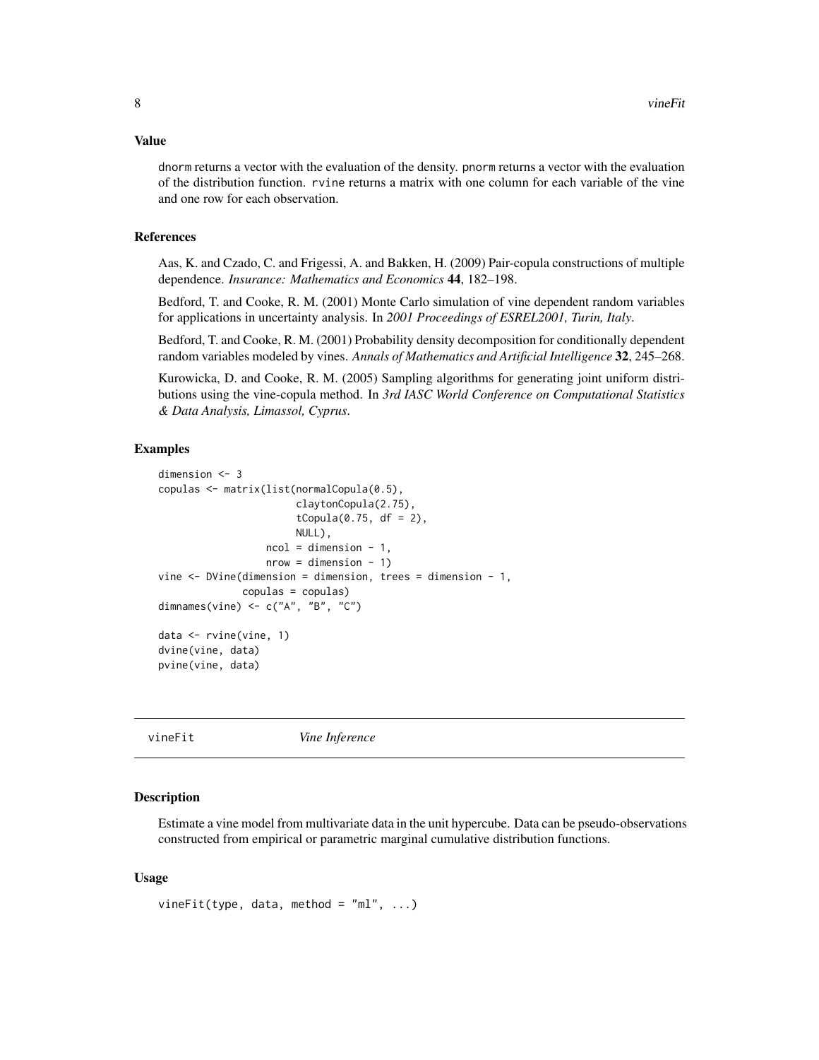## Value

dnorm returns a vector with the evaluation of the density. pnorm returns a vector with the evaluation of the distribution function. rvine returns a matrix with one column for each variable of the vine and one row for each observation.

## References

Aas, K. and Czado, C. and Frigessi, A. and Bakken, H. (2009) Pair-copula constructions of multiple dependence. *Insurance: Mathematics and Economics* **44**, 182–198.

Bedford, T. and Cooke, R. M. (2001) Monte Carlo simulation of vine dependent random variables for applications in uncertainty analysis. In *2001 Proceedings of ESREL2001, Turin, Italy*.

Bedford, T. and Cooke, R. M. (2001) Probability density decomposition for conditionally dependent random variables modeled by vines. *Annals of Mathematics and Artificial Intelligence* **32**, 245–268.

Kurowicka, D. and Cooke, R. M. (2005) Sampling algorithms for generating joint uniform distributions using the vine-copula method. In *3rd IASC World Conference on Computational Statistics & Data Analysis, Limassol, Cyprus*.

## Examples

```
dimension <- 3
copulas <- matrix(list(normalCopula(0.5),
                       claytonCopula(2.75),
                       tCopula(0.75, df = 2),
                       NULL),
                  ncol = dimension - 1,
                  nrow = dimension - 1)
vine <- DVine(dimension = dimension, trees = dimension - 1,
              copulas = copulas)
dimnames(vine) <- c("A", "B", "C")

data <- rvine(vine, 1)
dvine(vine, data)
pvine(vine, data)
```

---

# vineFit — *Vine Inference*

## Description

Estimate a vine model from multivariate data in the unit hypercube. Data can be pseudo-observations constructed from empirical or parametric marginal cumulative distribution functions.

## Usage

```
vineFit(type, data, method = "ml", ...)
```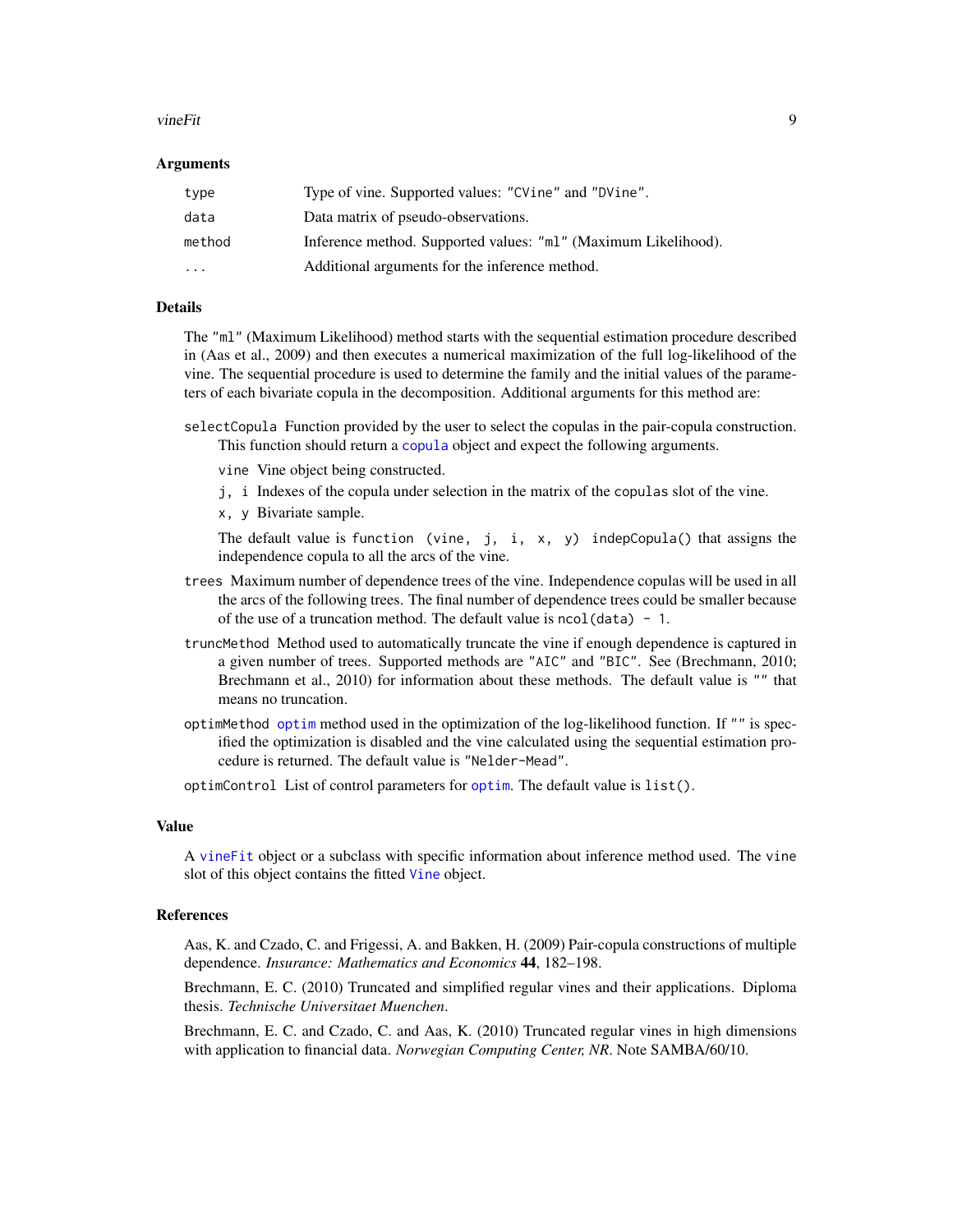### Arguments

| | |
|---|---|
| `type` | Type of vine. Supported values: `"CVine"` and `"DVine"`. |
| `data` | Data matrix of pseudo-observations. |
| `method` | Inference method. Supported values: `"ml"` (Maximum Likelihood). |
| `...` | Additional arguments for the inference method. |

### Details

The `"ml"` (Maximum Likelihood) method starts with the sequential estimation procedure described in (Aas et al., 2009) and then executes a numerical maximization of the full log-likelihood of the vine. The sequential procedure is used to determine the family and the initial values of the parameters of each bivariate copula in the decomposition. Additional arguments for this method are:

`selectCopula` Function provided by the user to select the copulas in the pair-copula construction. This function should return a `copula` object and expect the following arguments.

- `vine` Vine object being constructed.
- `j, i` Indexes of the copula under selection in the matrix of the `copulas` slot of the vine.
- `x, y` Bivariate sample.

The default value is `function (vine, j, i, x, y) indepCopula()` that assigns the independence copula to all the arcs of the vine.

`trees` Maximum number of dependence trees of the vine. Independence copulas will be used in all the arcs of the following trees. The final number of dependence trees could be smaller because of the use of a truncation method. The default value is `ncol(data) - 1`.

`truncMethod` Method used to automatically truncate the vine if enough dependence is captured in a given number of trees. Supported methods are `"AIC"` and `"BIC"`. See (Brechmann, 2010; Brechmann et al., 2010) for information about these methods. The default value is `""` that means no truncation.

`optimMethod` `optim` method used in the optimization of the log-likelihood function. If `""` is specified the optimization is disabled and the vine calculated using the sequential estimation procedure is returned. The default value is `"Nelder-Mead"`.

`optimControl` List of control parameters for `optim`. The default value is `list()`.

### Value

A `vineFit` object or a subclass with specific information about inference method used. The `vine` slot of this object contains the fitted `Vine` object.

### References

Aas, K. and Czado, C. and Frigessi, A. and Bakken, H. (2009) Pair-copula constructions of multiple dependence. *Insurance: Mathematics and Economics* **44**, 182–198.

Brechmann, E. C. (2010) Truncated and simplified regular vines and their applications. Diploma thesis. *Technische Universitaet Muenchen*.

Brechmann, E. C. and Czado, C. and Aas, K. (2010) Truncated regular vines in high dimensions with application to financial data. *Norwegian Computing Center, NR*. Note SAMBA/60/10.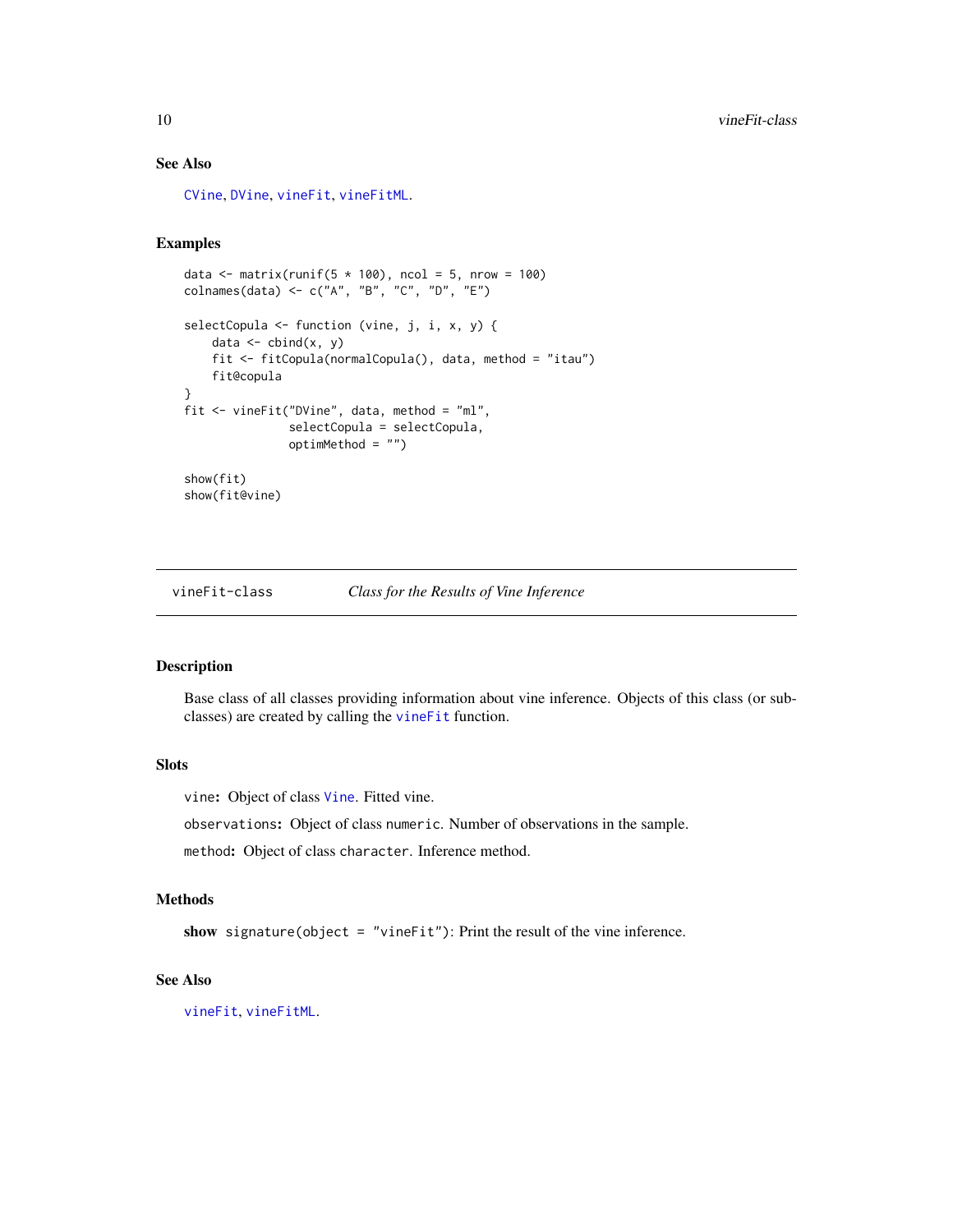### See Also

CVine, DVine, vineFit, vineFitML.

### Examples

```
data <- matrix(runif(5 * 100), ncol = 5, nrow = 100)
colnames(data) <- c("A", "B", "C", "D", "E")

selectCopula <- function (vine, j, i, x, y) {
    data <- cbind(x, y)
    fit <- fitCopula(normalCopula(), data, method = "itau")
    fit@copula
}
fit <- vineFit("DVine", data, method = "ml",
               selectCopula = selectCopula,
               optimMethod = "")

show(fit)
show(fit@vine)
```

---

## vineFit-class — *Class for the Results of Vine Inference*

### Description

Base class of all classes providing information about vine inference. Objects of this class (or subclasses) are created by calling the vineFit function.

### Slots

`vine`**:** Object of class Vine. Fitted vine.

`observations`**:** Object of class `numeric`. Number of observations in the sample.

`method`**:** Object of class `character`. Inference method.

### Methods

**show** `signature(object = "vineFit")`: Print the result of the vine inference.

### See Also

vineFit, vineFitML.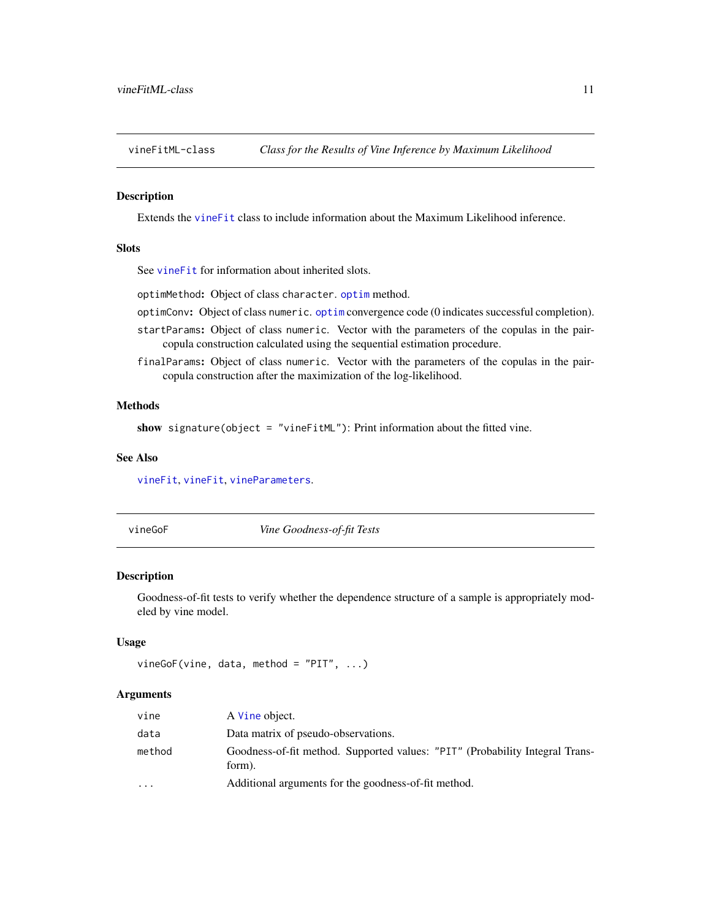## vineFitML-class — *Class for the Results of Vine Inference by Maximum Likelihood*

### Description

Extends the `vineFit` class to include information about the Maximum Likelihood inference.

### Slots

See `vineFit` for information about inherited slots.

- `optimMethod`: Object of class `character`. `optim` method.
- `optimConv`: Object of class `numeric`. `optim` convergence code (0 indicates successful completion).
- `startParams`: Object of class `numeric`. Vector with the parameters of the copulas in the pair-copula construction calculated using the sequential estimation procedure.
- `finalParams`: Object of class `numeric`. Vector with the parameters of the copulas in the pair-copula construction after the maximization of the log-likelihood.

### Methods

**show** `signature(object = "vineFitML")`: Print information about the fitted vine.

### See Also

`vineFit`, `vineFit`, `vineParameters`.

## vineGoF — *Vine Goodness-of-fit Tests*

### Description

Goodness-of-fit tests to verify whether the dependence structure of a sample is appropriately modeled by vine model.

### Usage

```
vineGoF(vine, data, method = "PIT", ...)
```

### Arguments

| | |
|---|---|
| `vine` | A `Vine` object. |
| `data` | Data matrix of pseudo-observations. |
| `method` | Goodness-of-fit method. Supported values: `"PIT"` (Probability Integral Transform). |
| `...` | Additional arguments for the goodness-of-fit method. |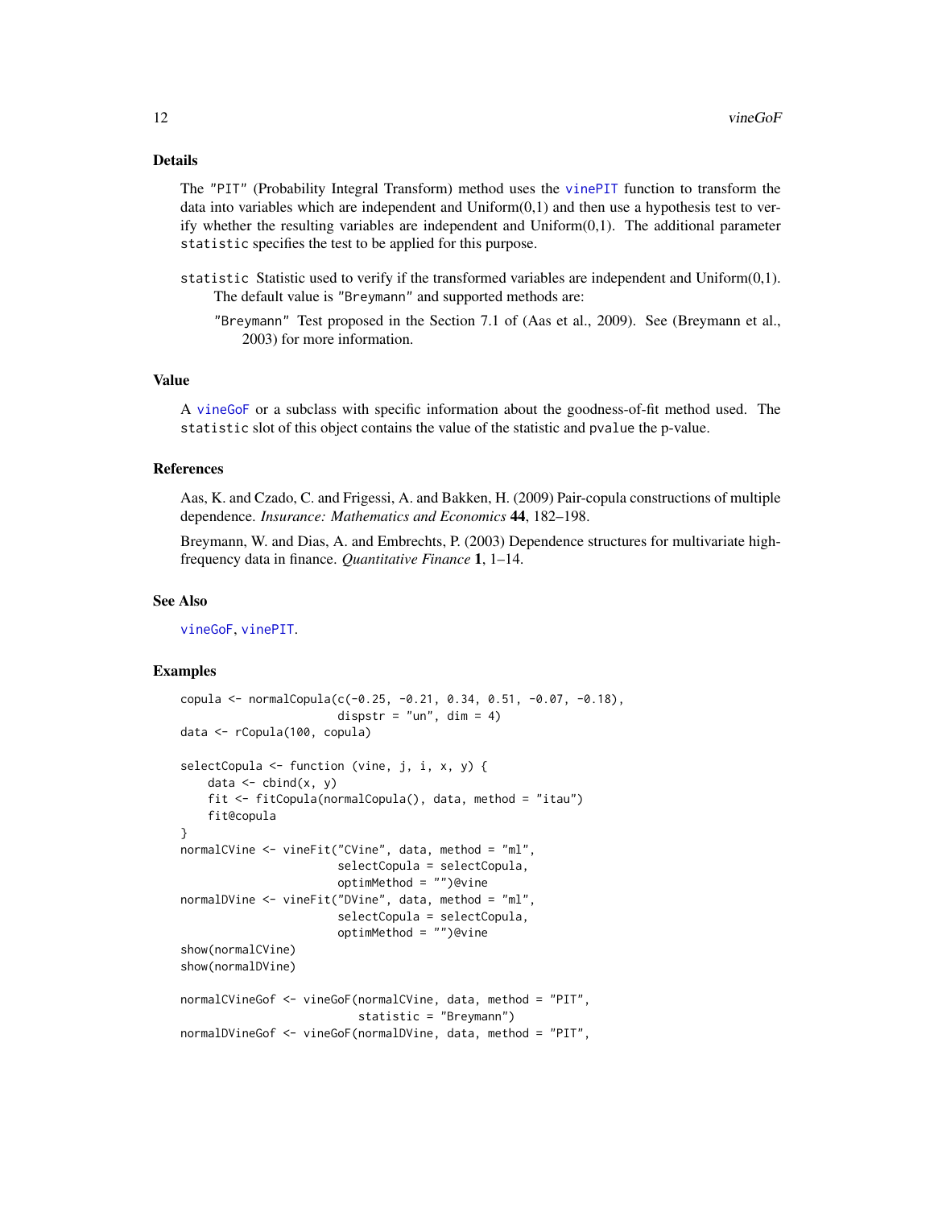## Details

The "PIT" (Probability Integral Transform) method uses the vinePIT function to transform the data into variables which are independent and Uniform(0,1) and then use a hypothesis test to verify whether the resulting variables are independent and Uniform(0,1). The additional parameter `statistic` specifies the test to be applied for this purpose.

`statistic` Statistic used to verify if the transformed variables are independent and Uniform(0,1). The default value is "Breymann" and supported methods are:

- "Breymann" Test proposed in the Section 7.1 of (Aas et al., 2009). See (Breymann et al., 2003) for more information.

## Value

A vineGoF or a subclass with specific information about the goodness-of-fit method used. The `statistic` slot of this object contains the value of the statistic and `pvalue` the p-value.

## References

Aas, K. and Czado, C. and Frigessi, A. and Bakken, H. (2009) Pair-copula constructions of multiple dependence. *Insurance: Mathematics and Economics* **44**, 182–198.

Breymann, W. and Dias, A. and Embrechts, P. (2003) Dependence structures for multivariate high-frequency data in finance. *Quantitative Finance* **1**, 1–14.

## See Also

vineGoF, vinePIT.

## Examples

```
copula <- normalCopula(c(-0.25, -0.21, 0.34, 0.51, -0.07, -0.18),
                       dispstr = "un", dim = 4)
data <- rCopula(100, copula)

selectCopula <- function (vine, j, i, x, y) {
    data <- cbind(x, y)
    fit <- fitCopula(normalCopula(), data, method = "itau")
    fit@copula
}
normalCVine <- vineFit("CVine", data, method = "ml",
                       selectCopula = selectCopula,
                       optimMethod = "")@vine
normalDVine <- vineFit("DVine", data, method = "ml",
                       selectCopula = selectCopula,
                       optimMethod = "")@vine
show(normalCVine)
show(normalDVine)

normalCVineGof <- vineGoF(normalCVine, data, method = "PIT",
                          statistic = "Breymann")
normalDVineGof <- vineGoF(normalDVine, data, method = "PIT",
```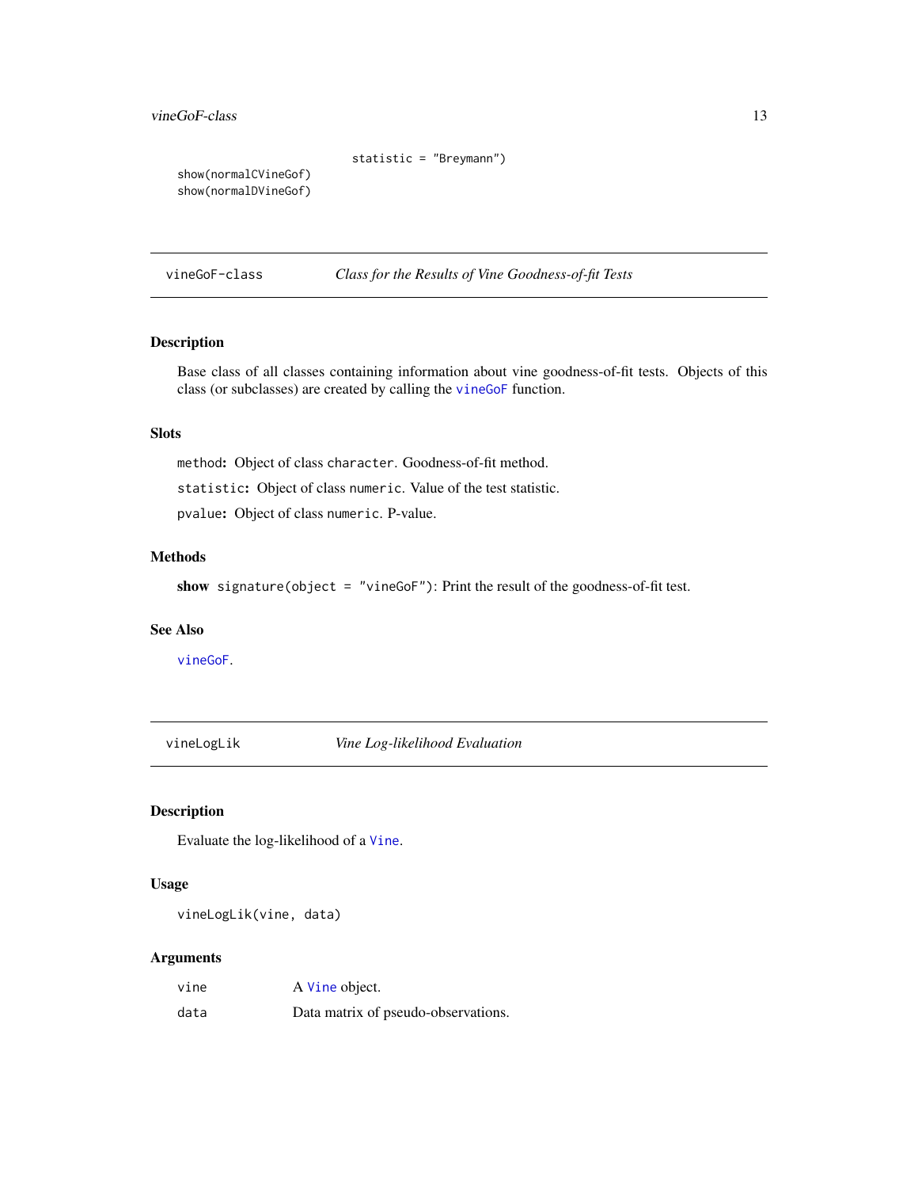```
                         statistic = "Breymann")
show(normalCVineGof)
show(normalDVineGof)
```

---

## vineGoF-class — *Class for the Results of Vine Goodness-of-fit Tests*

---

### Description

Base class of all classes containing information about vine goodness-of-fit tests. Objects of this class (or subclasses) are created by calling the `vineGoF` function.

### Slots

`method`**:** Object of class `character`. Goodness-of-fit method.

`statistic`**:** Object of class `numeric`. Value of the test statistic.

`pvalue`**:** Object of class `numeric`. P-value.

### Methods

**show** `signature(object = "vineGoF")`: Print the result of the goodness-of-fit test.

### See Also

`vineGoF`.

---

## vineLogLik — *Vine Log-likelihood Evaluation*

---

### Description

Evaluate the log-likelihood of a `Vine`.

### Usage

```
vineLogLik(vine, data)
```

### Arguments

| | |
|---|---|
| `vine` | A `Vine` object. |
| `data` | Data matrix of pseudo-observations. |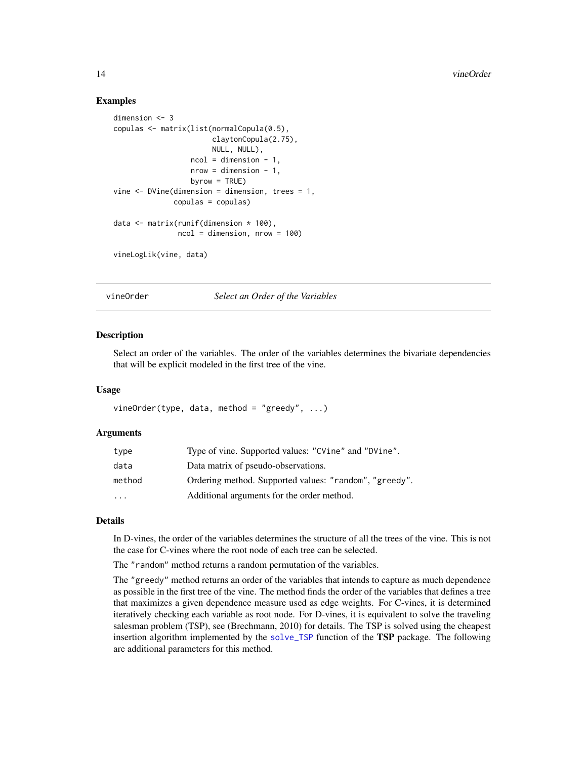## Examples

```
dimension <- 3
copulas <- matrix(list(normalCopula(0.5),
                       claytonCopula(2.75),
                       NULL, NULL),
                  ncol = dimension - 1,
                  nrow = dimension - 1,
                  byrow = TRUE)
vine <- DVine(dimension = dimension, trees = 1,
              copulas = copulas)

data <- matrix(runif(dimension * 100),
               ncol = dimension, nrow = 100)

vineLogLik(vine, data)
```

---

# vineOrder    *Select an Order of the Variables*

---

## Description

Select an order of the variables. The order of the variables determines the bivariate dependencies that will be explicit modeled in the first tree of the vine.

## Usage

```
vineOrder(type, data, method = "greedy", ...)
```

## Arguments

| | |
|---|---|
| type | Type of vine. Supported values: "CVine" and "DVine". |
| data | Data matrix of pseudo-observations. |
| method | Ordering method. Supported values: "random", "greedy". |
| ... | Additional arguments for the order method. |

## Details

In D-vines, the order of the variables determines the structure of all the trees of the vine. This is not the case for C-vines where the root node of each tree can be selected.

The "random" method returns a random permutation of the variables.

The "greedy" method returns an order of the variables that intends to capture as much dependence as possible in the first tree of the vine. The method finds the order of the variables that defines a tree that maximizes a given dependence measure used as edge weights. For C-vines, it is determined iteratively checking each variable as root node. For D-vines, it is equivalent to solve the traveling salesman problem (TSP), see (Brechmann, 2010) for details. The TSP is solved using the cheapest insertion algorithm implemented by the solve_TSP function of the **TSP** package. The following are additional parameters for this method.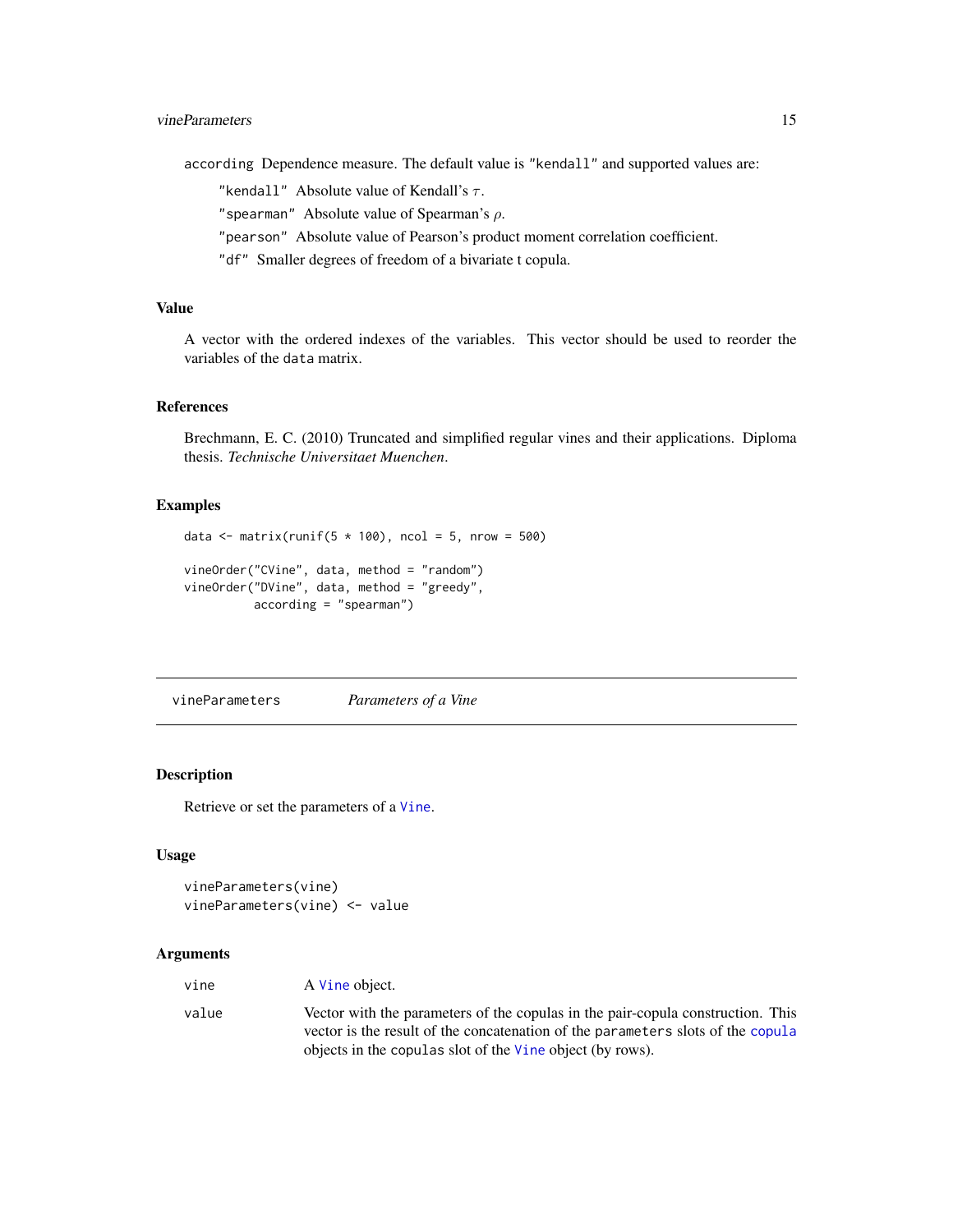according Dependence measure. The default value is "kendall" and supported values are:

- "kendall" Absolute value of Kendall's $\tau$.
- "spearman" Absolute value of Spearman's $\rho$.
- "pearson" Absolute value of Pearson's product moment correlation coefficient.
- "df" Smaller degrees of freedom of a bivariate t copula.

### Value

A vector with the ordered indexes of the variables. This vector should be used to reorder the variables of the data matrix.

### References

Brechmann, E. C. (2010) Truncated and simplified regular vines and their applications. Diploma thesis. *Technische Universitaet Muenchen*.

### Examples

```
data <- matrix(runif(5 * 100), ncol = 5, nrow = 500)

vineOrder("CVine", data, method = "random")
vineOrder("DVine", data, method = "greedy",
          according = "spearman")
```

---

## vineParameters *Parameters of a Vine*

### Description

Retrieve or set the parameters of a Vine.

### Usage

```
vineParameters(vine)
vineParameters(vine) <- value
```

### Arguments

| | |
|---|---|
| vine | A Vine object. |
| value | Vector with the parameters of the copulas in the pair-copula construction. This vector is the result of the concatenation of the parameters slots of the copula objects in the copulas slot of the Vine object (by rows). |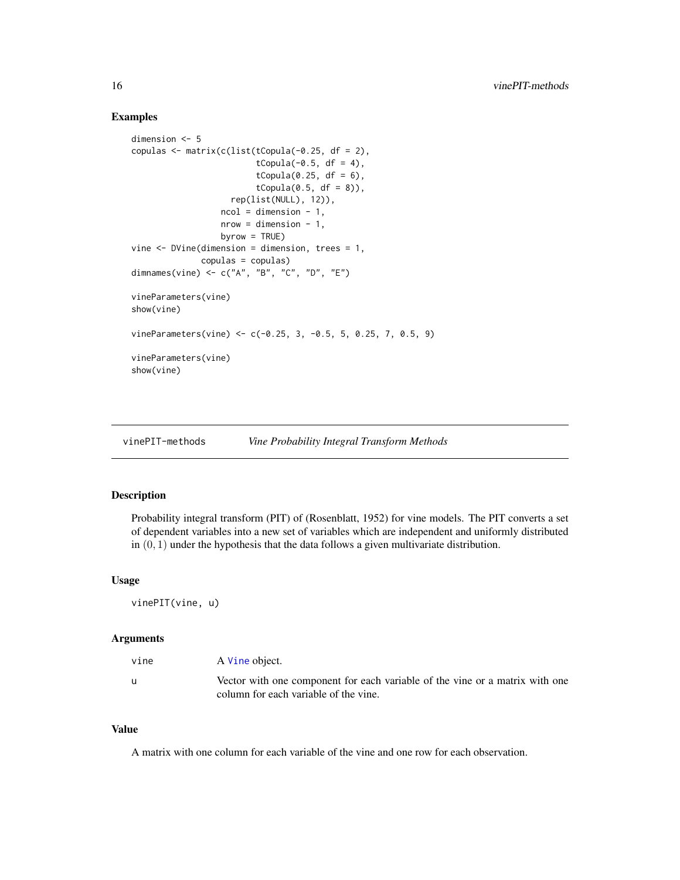## Examples

```
dimension <- 5
copulas <- matrix(c(list(tCopula(-0.25, df = 2),
                         tCopula(-0.5, df = 4),
                         tCopula(0.25, df = 6),
                         tCopula(0.5, df = 8)),
                    rep(list(NULL), 12)),
                  ncol = dimension - 1,
                  nrow = dimension - 1,
                  byrow = TRUE)
vine <- DVine(dimension = dimension, trees = 1,
              copulas = copulas)
dimnames(vine) <- c("A", "B", "C", "D", "E")

vineParameters(vine)
show(vine)

vineParameters(vine) <- c(-0.25, 3, -0.5, 5, 0.25, 7, 0.5, 9)

vineParameters(vine)
show(vine)
```

---

# vinePIT-methods *Vine Probability Integral Transform Methods*

---

## Description

Probability integral transform (PIT) of (Rosenblatt, 1952) for vine models. The PIT converts a set of dependent variables into a new set of variables which are independent and uniformly distributed in $(0, 1)$ under the hypothesis that the data follows a given multivariate distribution.

## Usage

```
vinePIT(vine, u)
```

## Arguments

| | |
|---|---|
| vine | A Vine object. |
| u | Vector with one component for each variable of the vine or a matrix with one column for each variable of the vine. |

## Value

A matrix with one column for each variable of the vine and one row for each observation.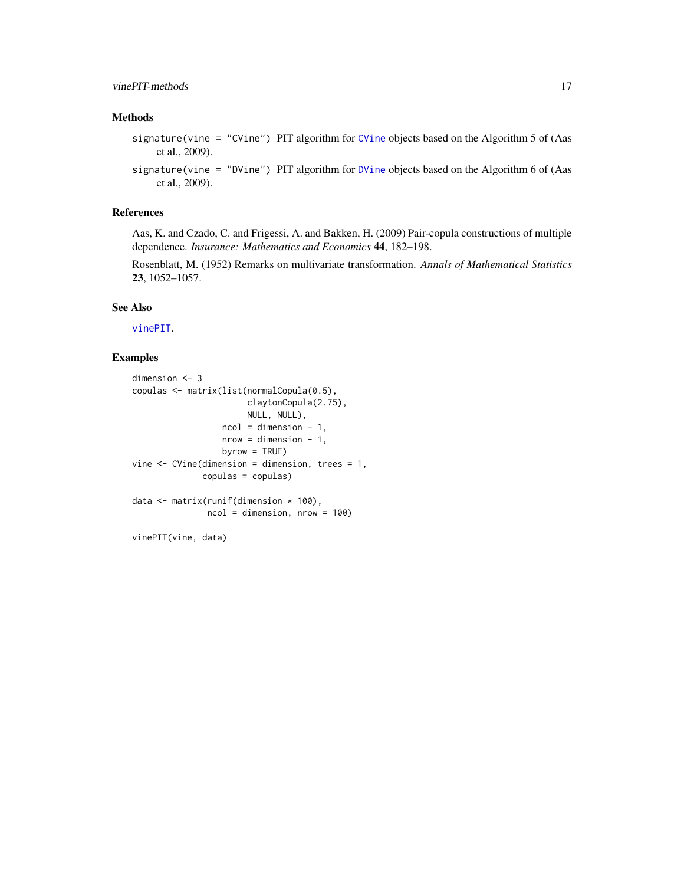## Methods

`signature(vine = "CVine")` PIT algorithm for `CVine` objects based on the Algorithm 5 of (Aas et al., 2009).

`signature(vine = "DVine")` PIT algorithm for `DVine` objects based on the Algorithm 6 of (Aas et al., 2009).

## References

Aas, K. and Czado, C. and Frigessi, A. and Bakken, H. (2009) Pair-copula constructions of multiple dependence. *Insurance: Mathematics and Economics* **44**, 182–198.

Rosenblatt, M. (1952) Remarks on multivariate transformation. *Annals of Mathematical Statistics* **23**, 1052–1057.

## See Also

`vinePIT`.

## Examples

```
dimension <- 3
copulas <- matrix(list(normalCopula(0.5),
                       claytonCopula(2.75),
                       NULL, NULL),
                  ncol = dimension - 1,
                  nrow = dimension - 1,
                  byrow = TRUE)
vine <- CVine(dimension = dimension, trees = 1,
              copulas = copulas)

data <- matrix(runif(dimension * 100),
               ncol = dimension, nrow = 100)

vinePIT(vine, data)
```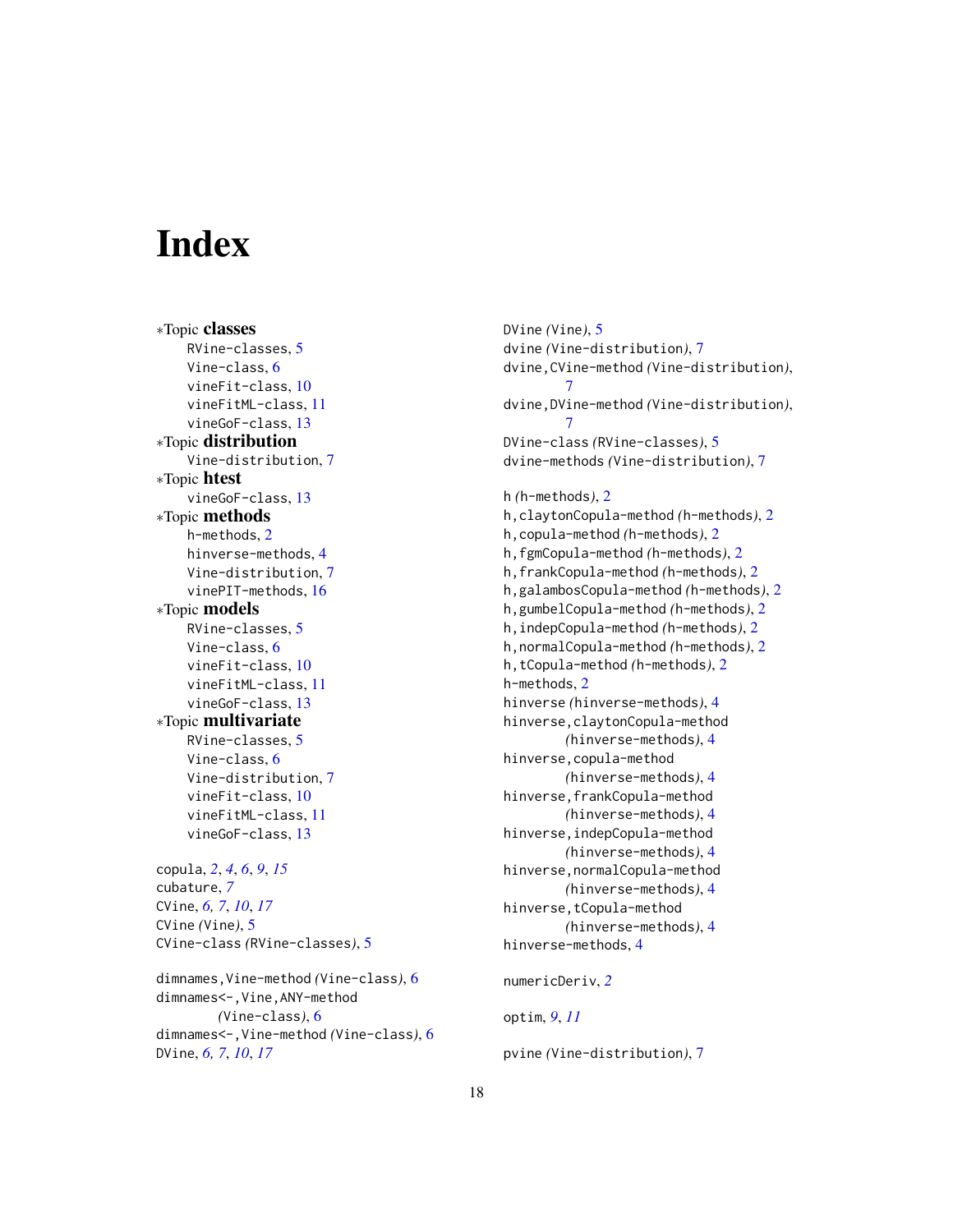# Index

∗Topic **classes**
- RVine-classes, 5
- Vine-class, 6
- vineFit-class, 10
- vineFitML-class, 11
- vineGoF-class, 13

∗Topic **distribution**
- Vine-distribution, 7

∗Topic **htest**
- vineGoF-class, 13

∗Topic **methods**
- h-methods, 2
- hinverse-methods, 4
- Vine-distribution, 7
- vinePIT-methods, 16

∗Topic **models**
- RVine-classes, 5
- Vine-class, 6
- vineFit-class, 10
- vineFitML-class, 11
- vineGoF-class, 13

∗Topic **multivariate**
- RVine-classes, 5
- Vine-class, 6
- Vine-distribution, 7
- vineFit-class, 10
- vineFitML-class, 11
- vineGoF-class, 13

copula, *2*, *4*, *6*, *9*, *15*
cubature, *7*
CVine, *6, 7*, *10*, *17*
CVine *(Vine)*, 5
CVine-class *(RVine-classes)*, 5

dimnames,Vine-method *(Vine-class)*, 6
dimnames<-,Vine,ANY-method *(Vine-class)*, 6
dimnames<-,Vine-method *(Vine-class)*, 6
DVine, *6, 7*, *10*, *17*
DVine *(Vine)*, 5
dvine *(Vine-distribution)*, 7
dvine,CVine-method *(Vine-distribution)*, 7
dvine,DVine-method *(Vine-distribution)*, 7
DVine-class *(RVine-classes)*, 5
dvine-methods *(Vine-distribution)*, 7

h *(h-methods)*, 2
h,claytonCopula-method *(h-methods)*, 2
h,copula-method *(h-methods)*, 2
h,fgmCopula-method *(h-methods)*, 2
h,frankCopula-method *(h-methods)*, 2
h,galambosCopula-method *(h-methods)*, 2
h,gumbelCopula-method *(h-methods)*, 2
h,indepCopula-method *(h-methods)*, 2
h,normalCopula-method *(h-methods)*, 2
h,tCopula-method *(h-methods)*, 2
h-methods, 2
hinverse *(hinverse-methods)*, 4
hinverse,claytonCopula-method *(hinverse-methods)*, 4
hinverse,copula-method *(hinverse-methods)*, 4
hinverse,frankCopula-method *(hinverse-methods)*, 4
hinverse,indepCopula-method *(hinverse-methods)*, 4
hinverse,normalCopula-method *(hinverse-methods)*, 4
hinverse,tCopula-method *(hinverse-methods)*, 4
hinverse-methods, 4

numericDeriv, *2*

optim, *9*, *11*

pvine *(Vine-distribution)*, 7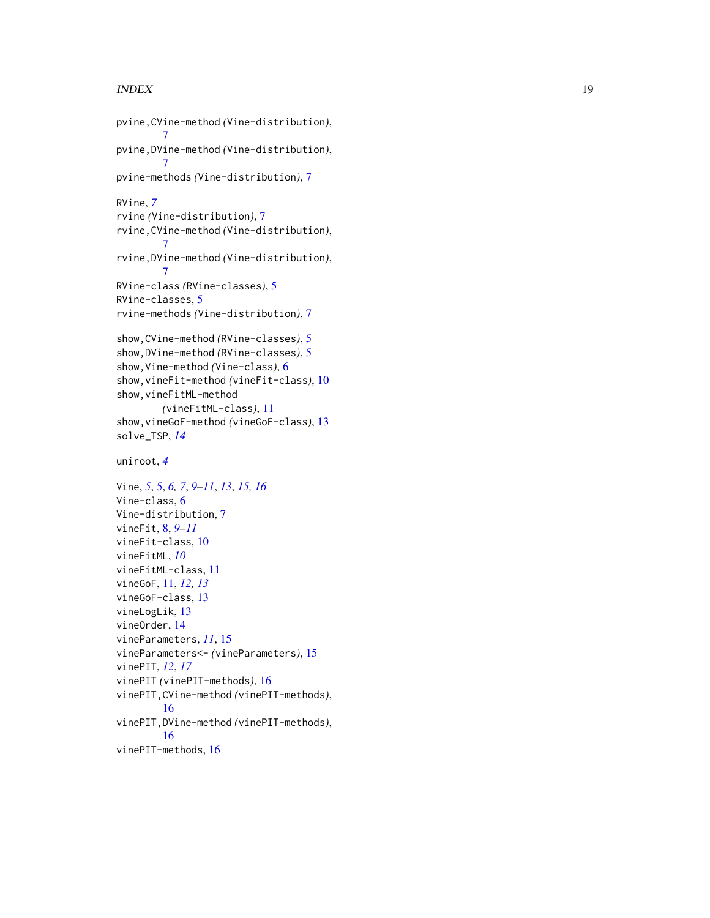pvine,CVine-method (Vine-distribution), 7
pvine,DVine-method (Vine-distribution), 7
pvine-methods (Vine-distribution), 7

RVine, *7*
rvine (Vine-distribution), 7
rvine,CVine-method (Vine-distribution), 7
rvine,DVine-method (Vine-distribution), 7
RVine-class (RVine-classes), 5
RVine-classes, 5
rvine-methods (Vine-distribution), 7

show,CVine-method (RVine-classes), 5
show,DVine-method (RVine-classes), 5
show,Vine-method (Vine-class), 6
show,vineFit-method (vineFit-class), 10
show,vineFitML-method (vineFitML-class), 11
show,vineGoF-method (vineGoF-class), 13
solve_TSP, *14*

uniroot, *4*

Vine, *5*, 5, *6, 7*, *9–11*, *13*, *15, 16*
Vine-class, 6
Vine-distribution, 7
vineFit, 8, *9–11*
vineFit-class, 10
vineFitML, *10*
vineFitML-class, 11
vineGoF, 11, *12, 13*
vineGoF-class, 13
vineLogLik, 13
vineOrder, 14
vineParameters, *11*, 15
vineParameters<- (vineParameters), 15
vinePIT, *12*, *17*
vinePIT (vinePIT-methods), 16
vinePIT,CVine-method (vinePIT-methods), 16
vinePIT,DVine-method (vinePIT-methods), 16
vinePIT-methods, 16